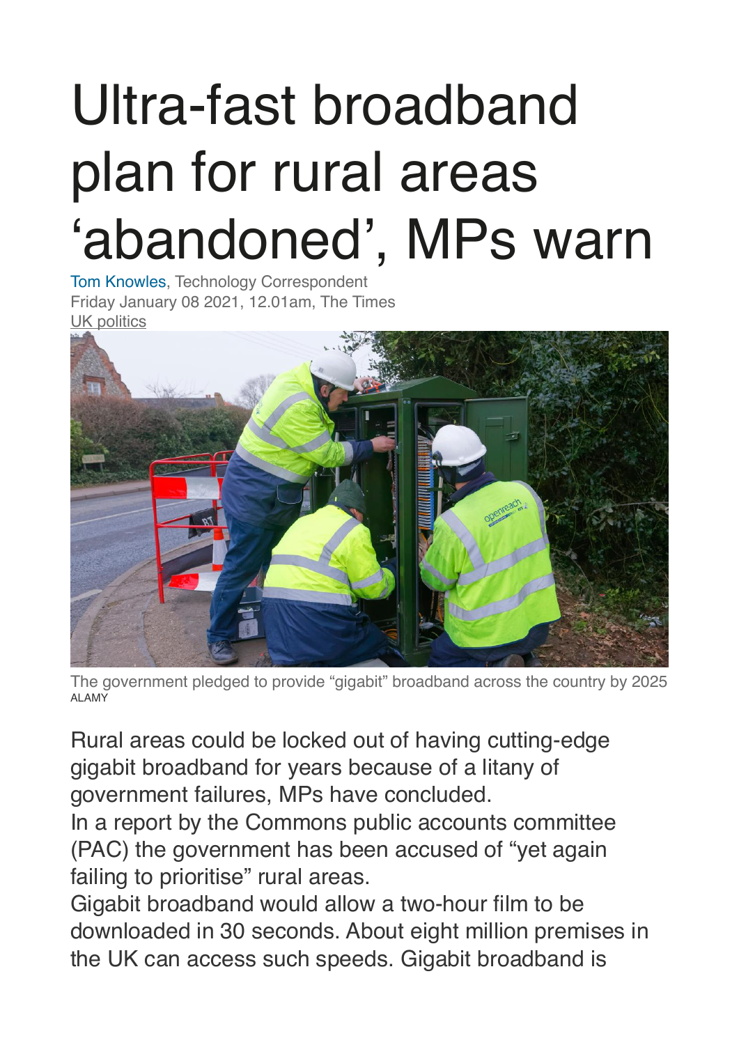# Ultra-fast broadband plan for rural areas 'abandoned', MPs warn

Tom Knowles, Technology Correspondent
Friday January 08 2021, 12.01am, The Times
UK politics

The government pledged to provide "gigabit" broadband across the country by 2025
ALAMY

Rural areas could be locked out of having cutting-edge gigabit broadband for years because of a litany of government failures, MPs have concluded.

In a report by the Commons public accounts committee (PAC) the government has been accused of "yet again failing to prioritise" rural areas.

Gigabit broadband would allow a two-hour film to be downloaded in 30 seconds. About eight million premises in the UK can access such speeds. Gigabit broadband is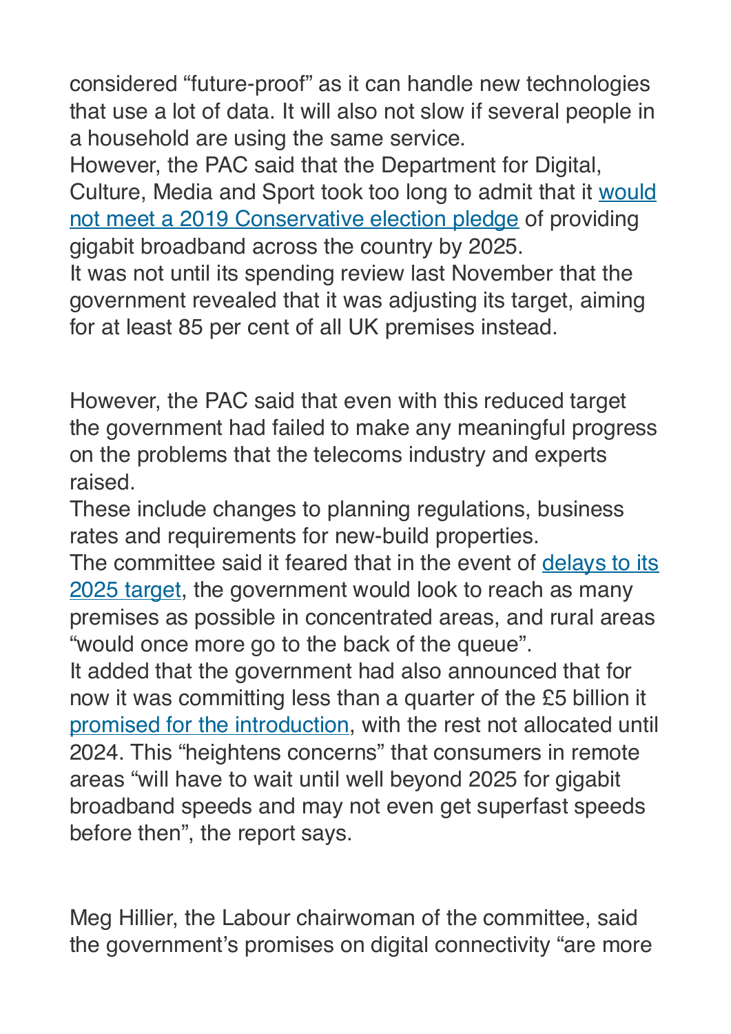considered “future-proof” as it can handle new technologies that use a lot of data. It will also not slow if several people in a household are using the same service.

However, the PAC said that the Department for Digital, Culture, Media and Sport took too long to admit that it would not meet a 2019 Conservative election pledge of providing gigabit broadband across the country by 2025.

It was not until its spending review last November that the government revealed that it was adjusting its target, aiming for at least 85 per cent of all UK premises instead.

However, the PAC said that even with this reduced target the government had failed to make any meaningful progress on the problems that the telecoms industry and experts raised.

These include changes to planning regulations, business rates and requirements for new-build properties.

The committee said it feared that in the event of delays to its 2025 target, the government would look to reach as many premises as possible in concentrated areas, and rural areas “would once more go to the back of the queue”.

It added that the government had also announced that for now it was committing less than a quarter of the £5 billion it promised for the introduction, with the rest not allocated until 2024. This “heightens concerns” that consumers in remote areas “will have to wait until well beyond 2025 for gigabit broadband speeds and may not even get superfast speeds before then”, the report says.

Meg Hillier, the Labour chairwoman of the committee, said the government’s promises on digital connectivity “are more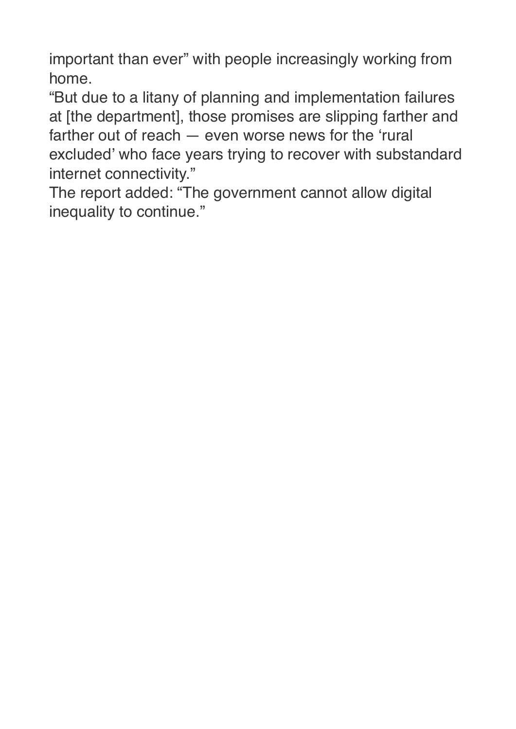important than ever" with people increasingly working from home.

"But due to a litany of planning and implementation failures at [the department], those promises are slipping farther and farther out of reach — even worse news for the 'rural excluded' who face years trying to recover with substandard internet connectivity."

The report added: "The government cannot allow digital inequality to continue."